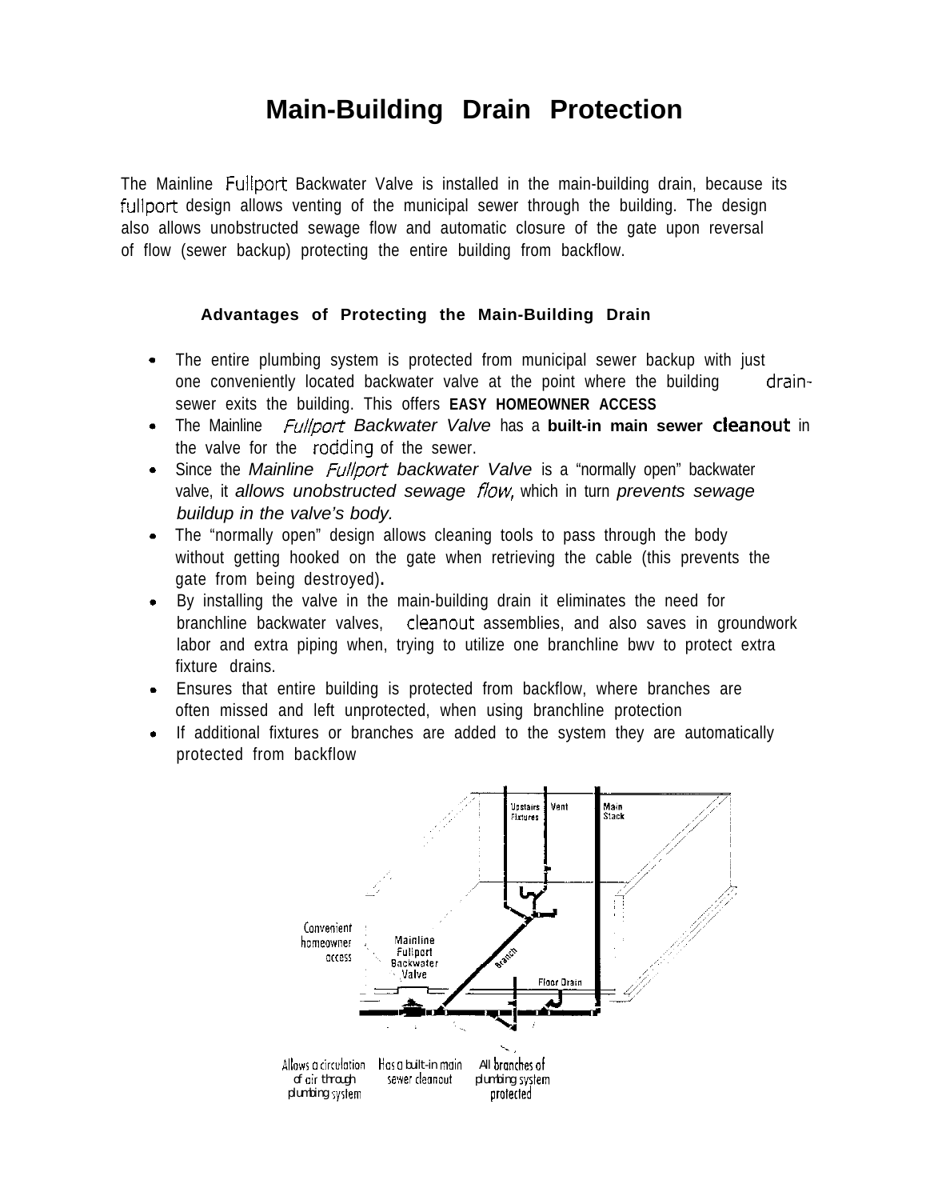# Main-Building Drain Protection

The Mainline Fullport Backwater Valve is installed in the main-building drain, because its fullport design allows venting of the municipal sewer through the building. The design also allows unobstructed sewage flow and automatic closure of the gate upon reversal of flow (sewer backup) protecting the entire building from backflow.

### Advantages of Protecting the Main-Building Drain

- The entire plumbing system is protected from municipal sewer backup with just one conveniently located backwater valve at the point where the building drain-sewer exits the building. This offers **EASY HOMEOWNER ACCESS**
- The Mainline *Fullport Backwater Valve* has a **built-in main sewer cleanout** in the valve for the rodding of the sewer.
- Since the *Mainline Fullport backwater Valve* is a "normally open" backwater valve, it *allows unobstructed sewage flow,* which in turn *prevents sewage buildup in the valve's body.*
- The "normally open" design allows cleaning tools to pass through the body without getting hooked on the gate when retrieving the cable (this prevents the gate from being destroyed).
- By installing the valve in the main-building drain it eliminates the need for branchline backwater valves, cleanout assemblies, and also saves in groundwork labor and extra piping when, trying to utilize one branchline bwv to protect extra fixture drains.
- Ensures that entire building is protected from backflow, where branches are often missed and left unprotected, when using branchline protection
- If additional fixtures or branches are added to the system they are automatically protected from backflow

Upstairs Fixtures | Vent | Main Stack | Convenient homeowner access | Mainline Fullport Backwater Valve | Branch | Floor Drain | Allows a circulation of air through plumbing system | Has a built-in main sewer cleanout | All branches of plumbing system protected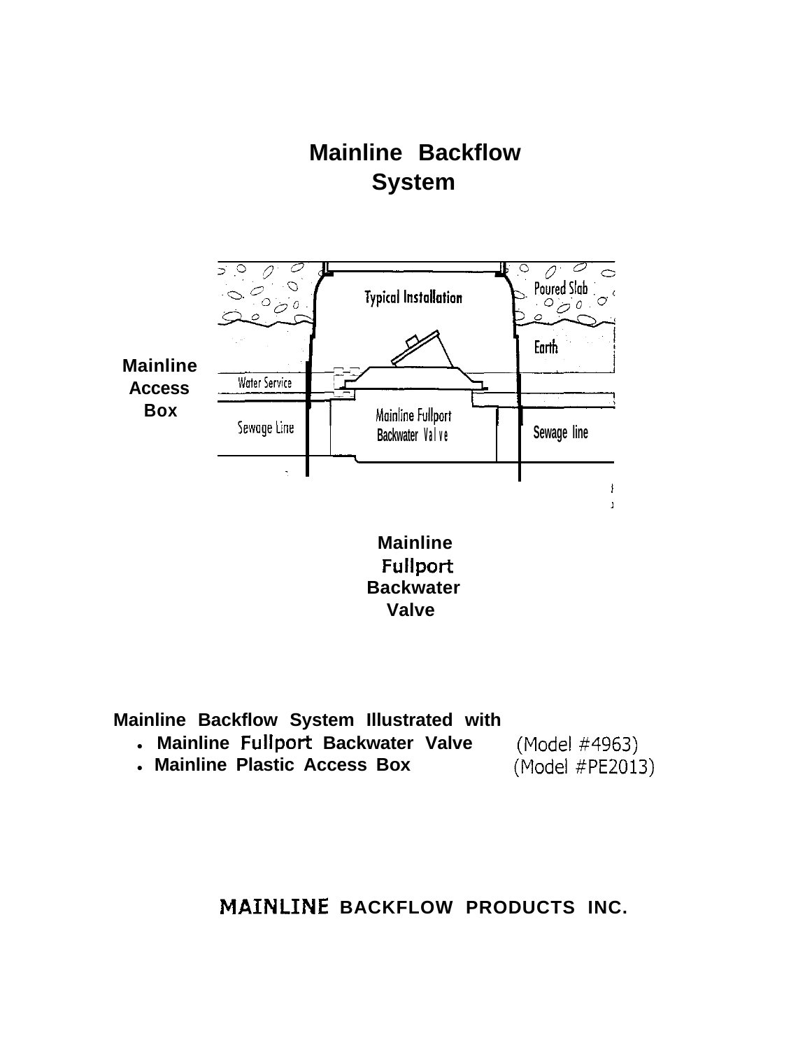# Mainline Backflow System

Mainline Access Box

Typical Installation

Poured Slab

Earth

Water Service

Sewage Line

Mainline Fullport Backwater Valve

Sewage line

Mainline Fullport Backwater Valve

**Mainline Backflow System Illustrated with**

- **Mainline Fullport Backwater Valve** (Model #4963)
- **Mainline Plastic Access Box** (Model #PE2013)

**MAINLINE BACKFLOW PRODUCTS INC.**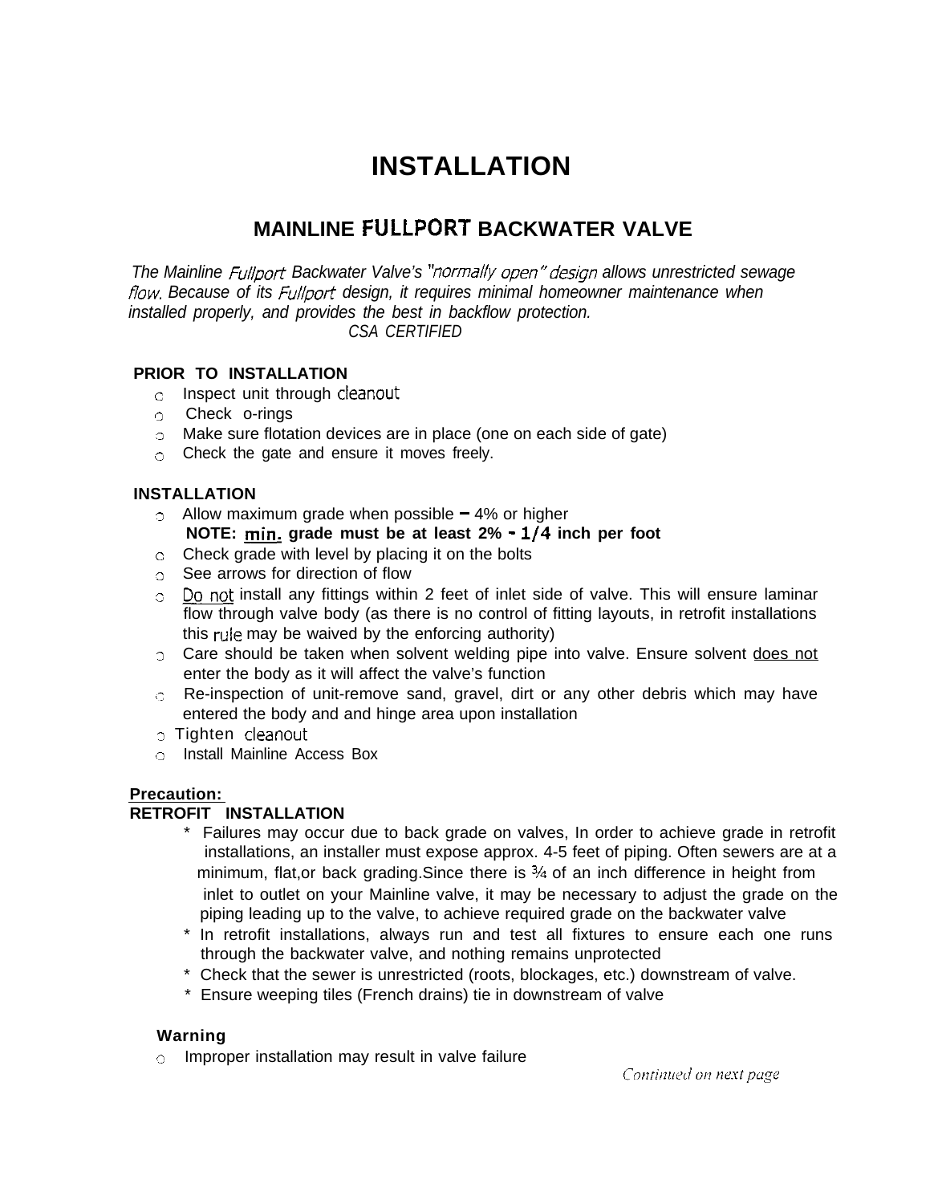# INSTALLATION

## MAINLINE FULLPORT BACKWATER VALVE

*The Mainline Fullport Backwater Valve's "normally open" design allows unrestricted sewage flow. Because of its Fullport design, it requires minimal homeowner maintenance when installed properly, and provides the best in backflow protection.*

*CSA CERTIFIED*

**PRIOR TO INSTALLATION**

- Inspect unit through cleanout
- Check o-rings
- Make sure flotation devices are in place (one on each side of gate)
- Check the gate and ensure it moves freely.

**INSTALLATION**

- Allow maximum grade when possible – 4% or higher
  **NOTE: min. grade must be at least 2% - 1/4 inch per foot**
- Check grade with level by placing it on the bolts
- See arrows for direction of flow
- Do not install any fittings within 2 feet of inlet side of valve. This will ensure laminar flow through valve body (as there is no control of fitting layouts, in retrofit installations this rule may be waived by the enforcing authority)
- Care should be taken when solvent welding pipe into valve. Ensure solvent does not enter the body as it will affect the valve's function
- Re-inspection of unit-remove sand, gravel, dirt or any other debris which may have entered the body and and hinge area upon installation
- Tighten cleanout
- Install Mainline Access Box

**Precaution:**
**RETROFIT INSTALLATION**

* Failures may occur due to back grade on valves, In order to achieve grade in retrofit installations, an installer must expose approx. 4-5 feet of piping. Often sewers are at a minimum, flat,or back grading.Since there is ¾ of an inch difference in height from inlet to outlet on your Mainline valve, it may be necessary to adjust the grade on the piping leading up to the valve, to achieve required grade on the backwater valve
* In retrofit installations, always run and test all fixtures to ensure each one runs through the backwater valve, and nothing remains unprotected
* Check that the sewer is unrestricted (roots, blockages, etc.) downstream of valve.
* Ensure weeping tiles (French drains) tie in downstream of valve

**Warning**

- Improper installation may result in valve failure

*Continued on next page*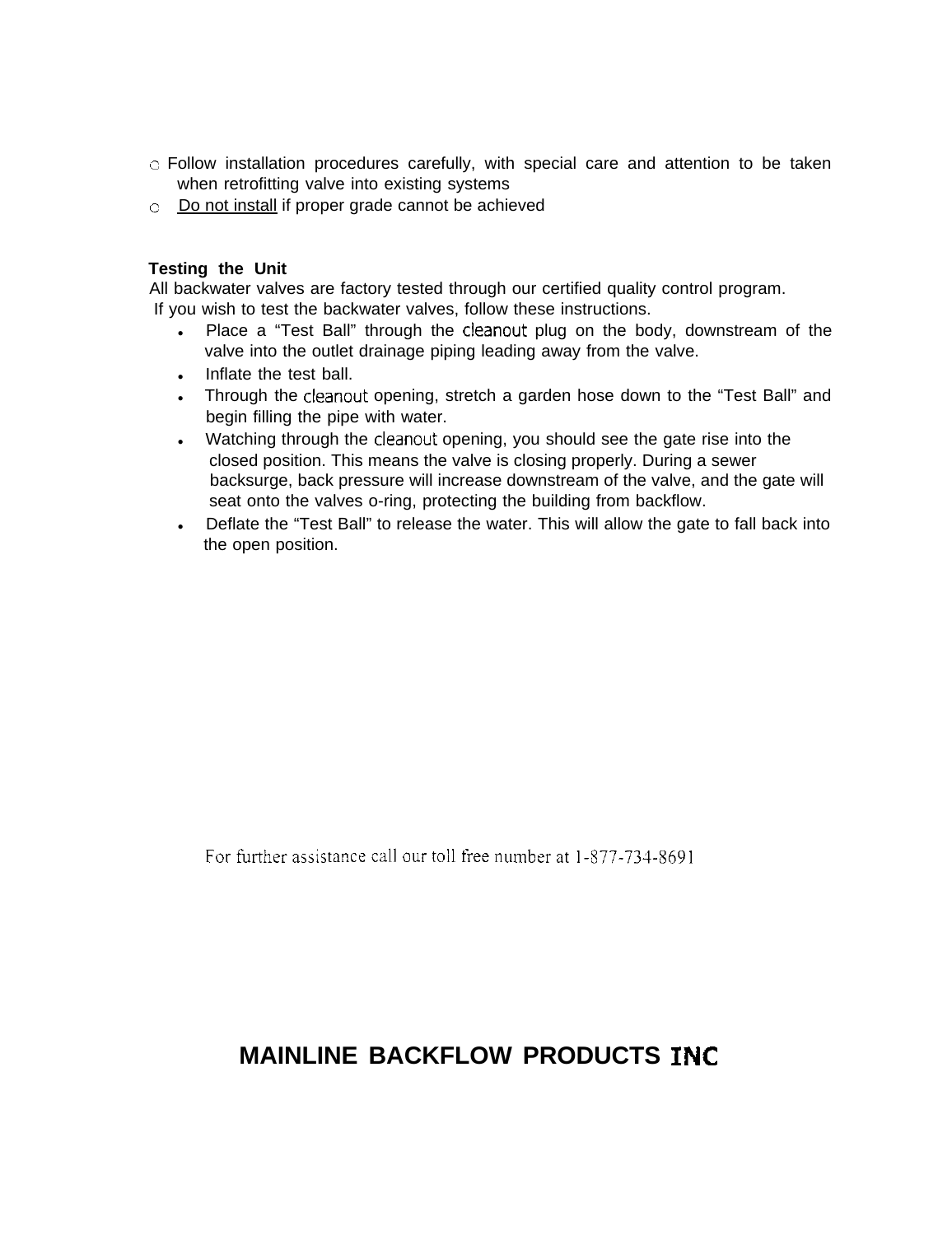- Follow installation procedures carefully, with special care and attention to be taken when retrofitting valve into existing systems
- Do not install if proper grade cannot be achieved

**Testing the Unit**

All backwater valves are factory tested through our certified quality control program.
If you wish to test the backwater valves, follow these instructions.

- Place a "Test Ball" through the cleanout plug on the body, downstream of the valve into the outlet drainage piping leading away from the valve.
- Inflate the test ball.
- Through the cleanout opening, stretch a garden hose down to the "Test Ball" and begin filling the pipe with water.
- Watching through the cleanout opening, you should see the gate rise into the closed position. This means the valve is closing properly. During a sewer backsurge, back pressure will increase downstream of the valve, and the gate will seat onto the valves o-ring, protecting the building from backflow.
- Deflate the "Test Ball" to release the water. This will allow the gate to fall back into the open position.

For further assistance call our toll free number at 1-877-734-8691

**MAINLINE BACKFLOW PRODUCTS INC**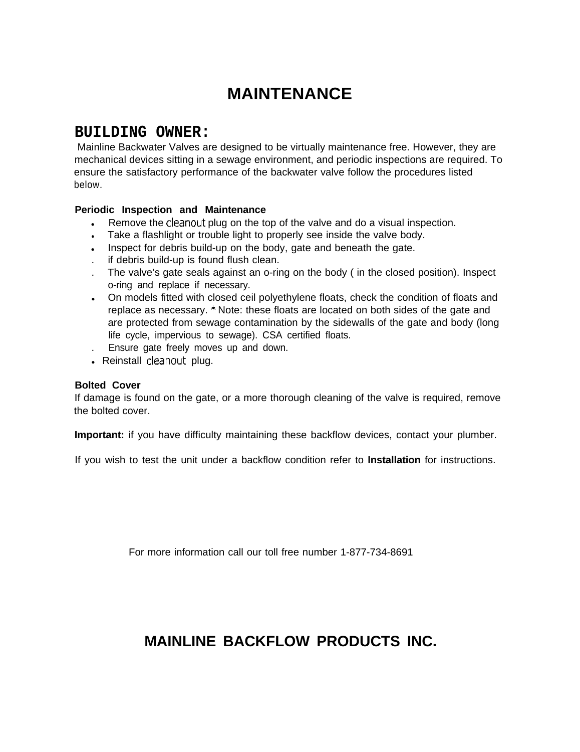# MAINTENANCE

## BUILDING OWNER:

Mainline Backwater Valves are designed to be virtually maintenance free. However, they are mechanical devices sitting in a sewage environment, and periodic inspections are required. To ensure the satisfactory performance of the backwater valve follow the procedures listed below.

**Periodic Inspection and Maintenance**

- Remove the cleanout plug on the top of the valve and do a visual inspection.
- Take a flashlight or trouble light to properly see inside the valve body.
- Inspect for debris build-up on the body, gate and beneath the gate.
- if debris build-up is found flush clean.
- The valve's gate seals against an o-ring on the body ( in the closed position). Inspect o-ring and replace if necessary.
- On models fitted with closed ceil polyethylene floats, check the condition of floats and replace as necessary. * Note: these floats are located on both sides of the gate and are protected from sewage contamination by the sidewalls of the gate and body (long life cycle, impervious to sewage). CSA certified floats.
- Ensure gate freely moves up and down.
- Reinstall cleanout plug.

**Bolted Cover**

If damage is found on the gate, or a more thorough cleaning of the valve is required, remove the bolted cover.

**Important:** if you have difficulty maintaining these backflow devices, contact your plumber.

If you wish to test the unit under a backflow condition refer to **Installation** for instructions.

For more information call our toll free number 1-877-734-8691

**MAINLINE BACKFLOW PRODUCTS INC.**